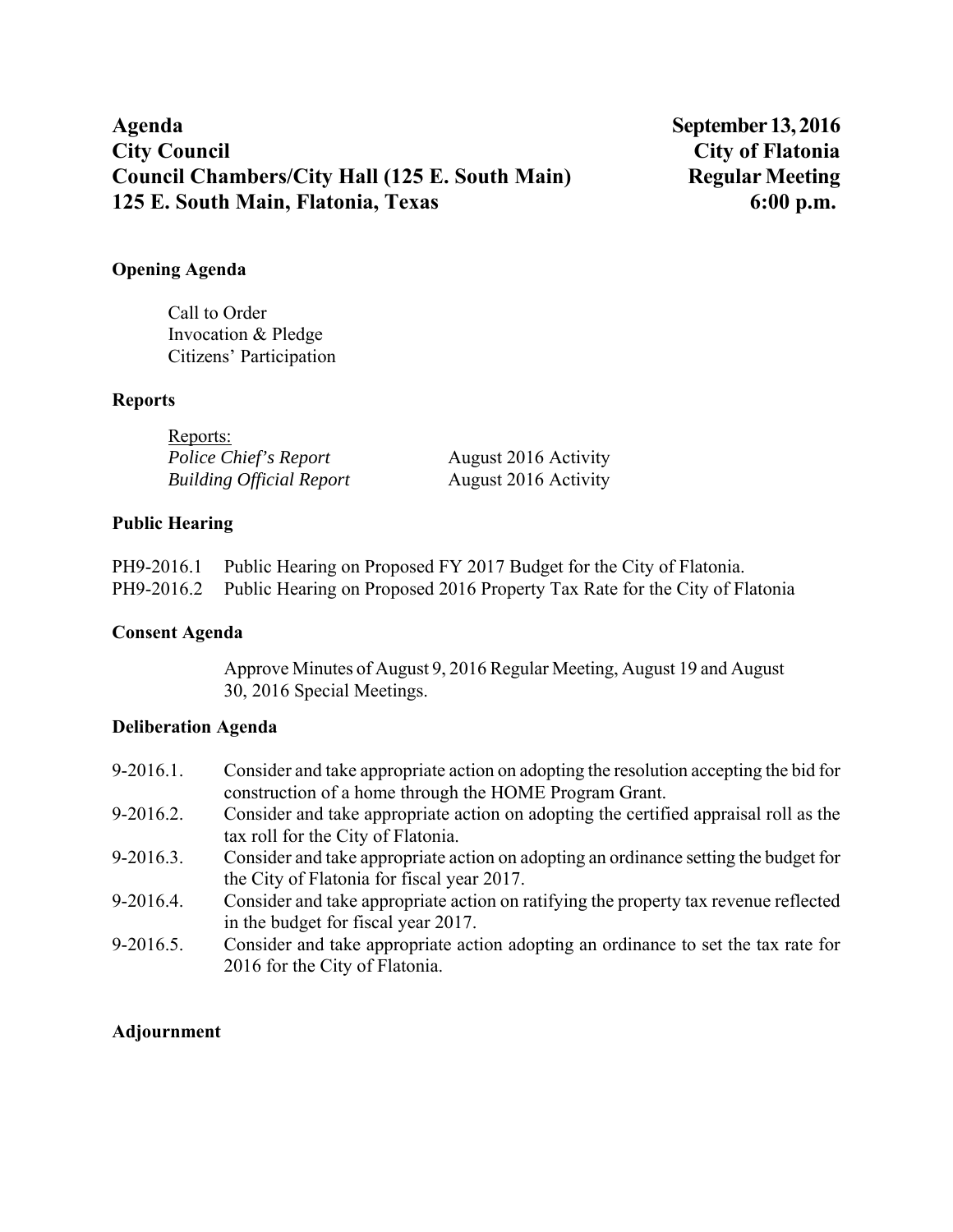**Agenda** **September 13, 2016**
**City Council** **City of Flatonia**
**Council Chambers/City Hall (125 E. South Main)** **Regular Meeting**
**125 E. South Main, Flatonia, Texas** **6:00 p.m.**

**Opening Agenda**

Call to Order
Invocation & Pledge
Citizens' Participation

**Reports**

Reports:
*Police Chief's Report* August 2016 Activity
*Building Official Report* August 2016 Activity

**Public Hearing**

PH9-2016.1 Public Hearing on Proposed FY 2017 Budget for the City of Flatonia.
PH9-2016.2 Public Hearing on Proposed 2016 Property Tax Rate for the City of Flatonia

**Consent Agenda**

Approve Minutes of August 9, 2016 Regular Meeting, August 19 and August 30, 2016 Special Meetings.

**Deliberation Agenda**

9-2016.1. Consider and take appropriate action on adopting the resolution accepting the bid for construction of a home through the HOME Program Grant.
9-2016.2. Consider and take appropriate action on adopting the certified appraisal roll as the tax roll for the City of Flatonia.
9-2016.3. Consider and take appropriate action on adopting an ordinance setting the budget for the City of Flatonia for fiscal year 2017.
9-2016.4. Consider and take appropriate action on ratifying the property tax revenue reflected in the budget for fiscal year 2017.
9-2016.5. Consider and take appropriate action adopting an ordinance to set the tax rate for 2016 for the City of Flatonia.

**Adjournment**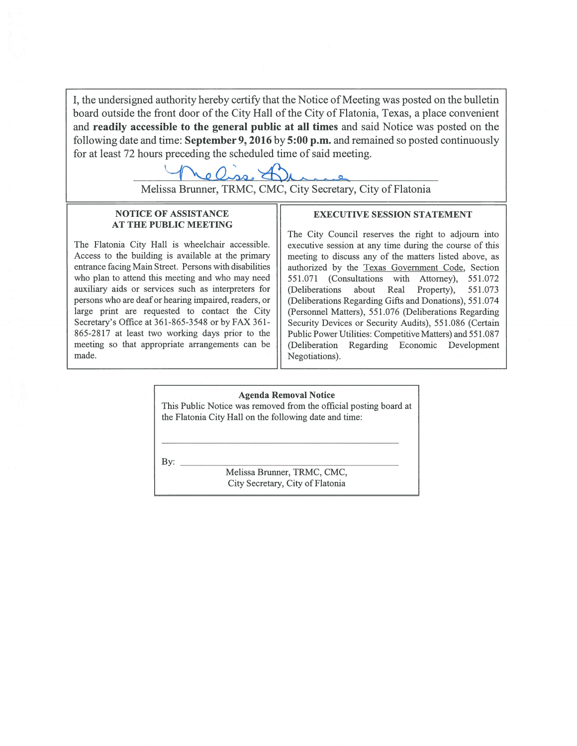I, the undersigned authority hereby certify that the Notice of Meeting was posted on the bulletin board outside the front door of the City Hall of the City of Flatonia, Texas, a place convenient and **readily accessible to the general public at all times** and said Notice was posted on the following date and time: **September 9, 2016** by **5:00 p.m.** and remained so posted continuously for at least 72 hours preceding the scheduled time of said meeting.

Melissa Brunner, TRMC, CMC, City Secretary, City of Flatonia

**NOTICE OF ASSISTANCE AT THE PUBLIC MEETING**

The Flatonia City Hall is wheelchair accessible. Access to the building is available at the primary entrance facing Main Street. Persons with disabilities who plan to attend this meeting and who may need auxiliary aids or services such as interpreters for persons who are deaf or hearing impaired, readers, or large print are requested to contact the City Secretary's Office at 361-865-3548 or by FAX 361-865-2817 at least two working days prior to the meeting so that appropriate arrangements can be made.

**EXECUTIVE SESSION STATEMENT**

The City Council reserves the right to adjourn into executive session at any time during the course of this meeting to discuss any of the matters listed above, as authorized by the Texas Government Code, Section 551.071 (Consultations with Attorney), 551.072 (Deliberations about Real Property), 551.073 (Deliberations Regarding Gifts and Donations), 551.074 (Personnel Matters), 551.076 (Deliberations Regarding Security Devices or Security Audits), 551.086 (Certain Public Power Utilities: Competitive Matters) and 551.087 (Deliberation Regarding Economic Development Negotiations).

**Agenda Removal Notice**

This Public Notice was removed from the official posting board at the Flatonia City Hall on the following date and time:

_______________________________________________

By: _______________________________________________

Melissa Brunner, TRMC, CMC,
City Secretary, City of Flatonia